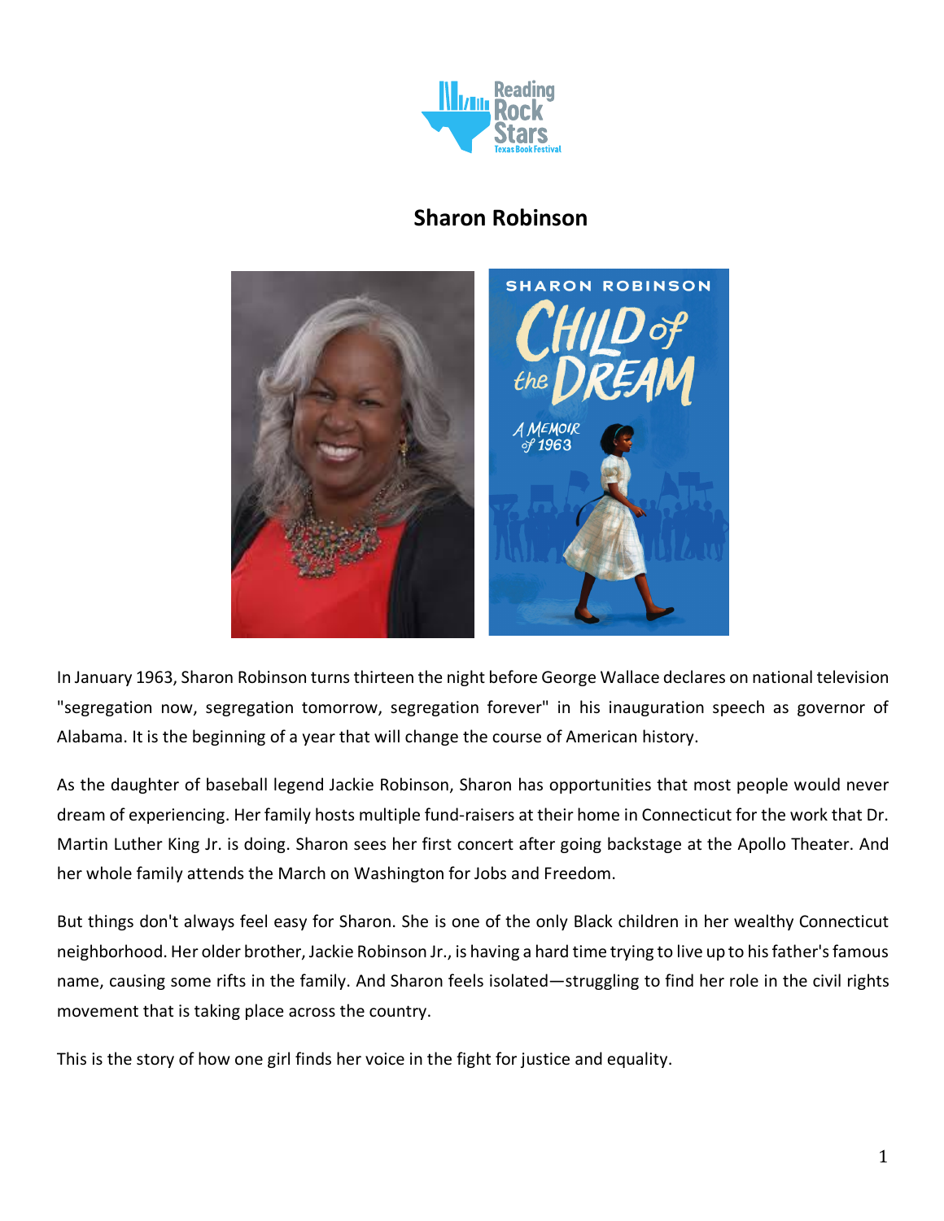# Sharon Robinson

In January 1963, Sharon Robinson turns thirteen the night before George Wallace declares on national television "segregation now, segregation tomorrow, segregation forever" in his inauguration speech as governor of Alabama. It is the beginning of a year that will change the course of American history.

As the daughter of baseball legend Jackie Robinson, Sharon has opportunities that most people would never dream of experiencing. Her family hosts multiple fund-raisers at their home in Connecticut for the work that Dr. Martin Luther King Jr. is doing. Sharon sees her first concert after going backstage at the Apollo Theater. And her whole family attends the March on Washington for Jobs and Freedom.

But things don't always feel easy for Sharon. She is one of the only Black children in her wealthy Connecticut neighborhood. Her older brother, Jackie Robinson Jr., is having a hard time trying to live up to his father's famous name, causing some rifts in the family. And Sharon feels isolated—struggling to find her role in the civil rights movement that is taking place across the country.

This is the story of how one girl finds her voice in the fight for justice and equality.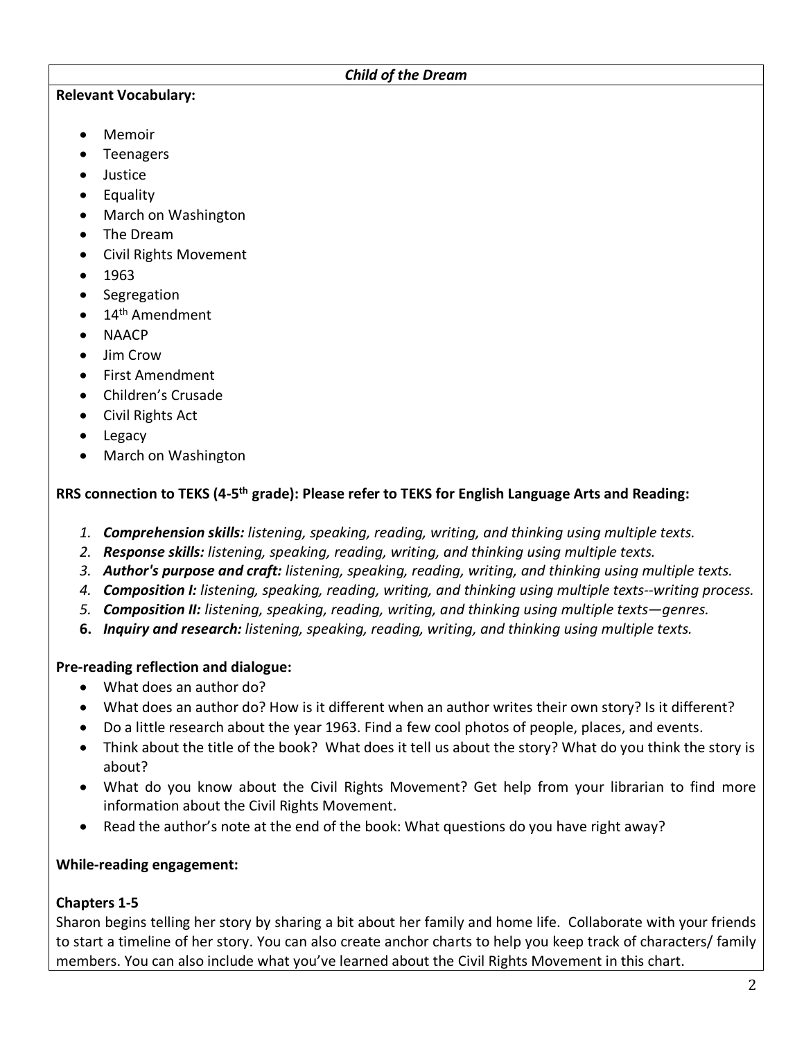## *Child of the Dream*

**Relevant Vocabulary:**

- Memoir
- Teenagers
- Justice
- Equality
- March on Washington
- The Dream
- Civil Rights Movement
- 1963
- Segregation
- 14th Amendment
- NAACP
- Jim Crow
- First Amendment
- Children's Crusade
- Civil Rights Act
- Legacy
- March on Washington

**RRS connection to TEKS (4-5th grade): Please refer to TEKS for English Language Arts and Reading:**

1. ***Comprehension skills:*** *listening, speaking, reading, writing, and thinking using multiple texts.*
2. ***Response skills:*** *listening, speaking, reading, writing, and thinking using multiple texts.*
3. ***Author's purpose and craft:*** *listening, speaking, reading, writing, and thinking using multiple texts.*
4. ***Composition I:*** *listening, speaking, reading, writing, and thinking using multiple texts--writing process.*
5. ***Composition II:*** *listening, speaking, reading, writing, and thinking using multiple texts—genres.*
6. ***Inquiry and research:*** *listening, speaking, reading, writing, and thinking using multiple texts.*

**Pre-reading reflection and dialogue:**

- What does an author do?
- What does an author do? How is it different when an author writes their own story? Is it different?
- Do a little research about the year 1963. Find a few cool photos of people, places, and events.
- Think about the title of the book? What does it tell us about the story? What do you think the story is about?
- What do you know about the Civil Rights Movement? Get help from your librarian to find more information about the Civil Rights Movement.
- Read the author's note at the end of the book: What questions do you have right away?

**While-reading engagement:**

**Chapters 1-5**

Sharon begins telling her story by sharing a bit about her family and home life. Collaborate with your friends to start a timeline of her story. You can also create anchor charts to help you keep track of characters/ family members. You can also include what you've learned about the Civil Rights Movement in this chart.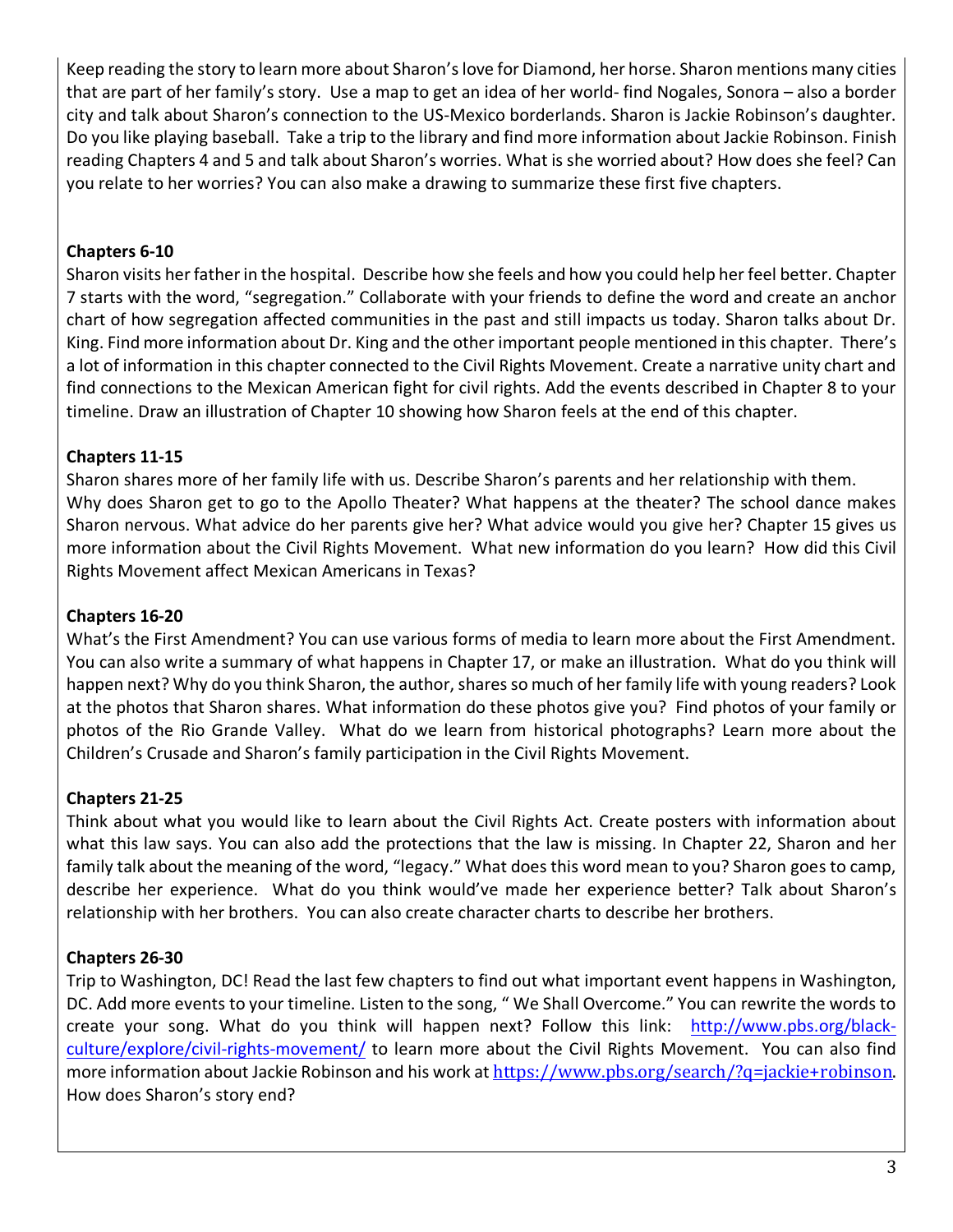Keep reading the story to learn more about Sharon's love for Diamond, her horse. Sharon mentions many cities that are part of her family's story. Use a map to get an idea of her world- find Nogales, Sonora – also a border city and talk about Sharon's connection to the US-Mexico borderlands. Sharon is Jackie Robinson's daughter. Do you like playing baseball. Take a trip to the library and find more information about Jackie Robinson. Finish reading Chapters 4 and 5 and talk about Sharon's worries. What is she worried about? How does she feel? Can you relate to her worries? You can also make a drawing to summarize these first five chapters.

**Chapters 6-10**

Sharon visits her father in the hospital. Describe how she feels and how you could help her feel better. Chapter 7 starts with the word, "segregation." Collaborate with your friends to define the word and create an anchor chart of how segregation affected communities in the past and still impacts us today. Sharon talks about Dr. King. Find more information about Dr. King and the other important people mentioned in this chapter. There's a lot of information in this chapter connected to the Civil Rights Movement. Create a narrative unity chart and find connections to the Mexican American fight for civil rights. Add the events described in Chapter 8 to your timeline. Draw an illustration of Chapter 10 showing how Sharon feels at the end of this chapter.

**Chapters 11-15**

Sharon shares more of her family life with us. Describe Sharon's parents and her relationship with them. Why does Sharon get to go to the Apollo Theater? What happens at the theater? The school dance makes Sharon nervous. What advice do her parents give her? What advice would you give her? Chapter 15 gives us more information about the Civil Rights Movement. What new information do you learn? How did this Civil Rights Movement affect Mexican Americans in Texas?

**Chapters 16-20**

What's the First Amendment? You can use various forms of media to learn more about the First Amendment. You can also write a summary of what happens in Chapter 17, or make an illustration. What do you think will happen next? Why do you think Sharon, the author, shares so much of her family life with young readers? Look at the photos that Sharon shares. What information do these photos give you? Find photos of your family or photos of the Rio Grande Valley. What do we learn from historical photographs? Learn more about the Children's Crusade and Sharon's family participation in the Civil Rights Movement.

**Chapters 21-25**

Think about what you would like to learn about the Civil Rights Act. Create posters with information about what this law says. You can also add the protections that the law is missing. In Chapter 22, Sharon and her family talk about the meaning of the word, "legacy." What does this word mean to you? Sharon goes to camp, describe her experience. What do you think would've made her experience better? Talk about Sharon's relationship with her brothers. You can also create character charts to describe her brothers.

**Chapters 26-30**

Trip to Washington, DC! Read the last few chapters to find out what important event happens in Washington, DC. Add more events to your timeline. Listen to the song, " We Shall Overcome." You can rewrite the words to create your song. What do you think will happen next? Follow this link: [http://www.pbs.org/black-culture/explore/civil-rights-movement/](http://www.pbs.org/black-culture/explore/civil-rights-movement/) to learn more about the Civil Rights Movement. You can also find more information about Jackie Robinson and his work at [https://www.pbs.org/search/?q=jackie+robinson](https://www.pbs.org/search/?q=jackie+robinson). How does Sharon's story end?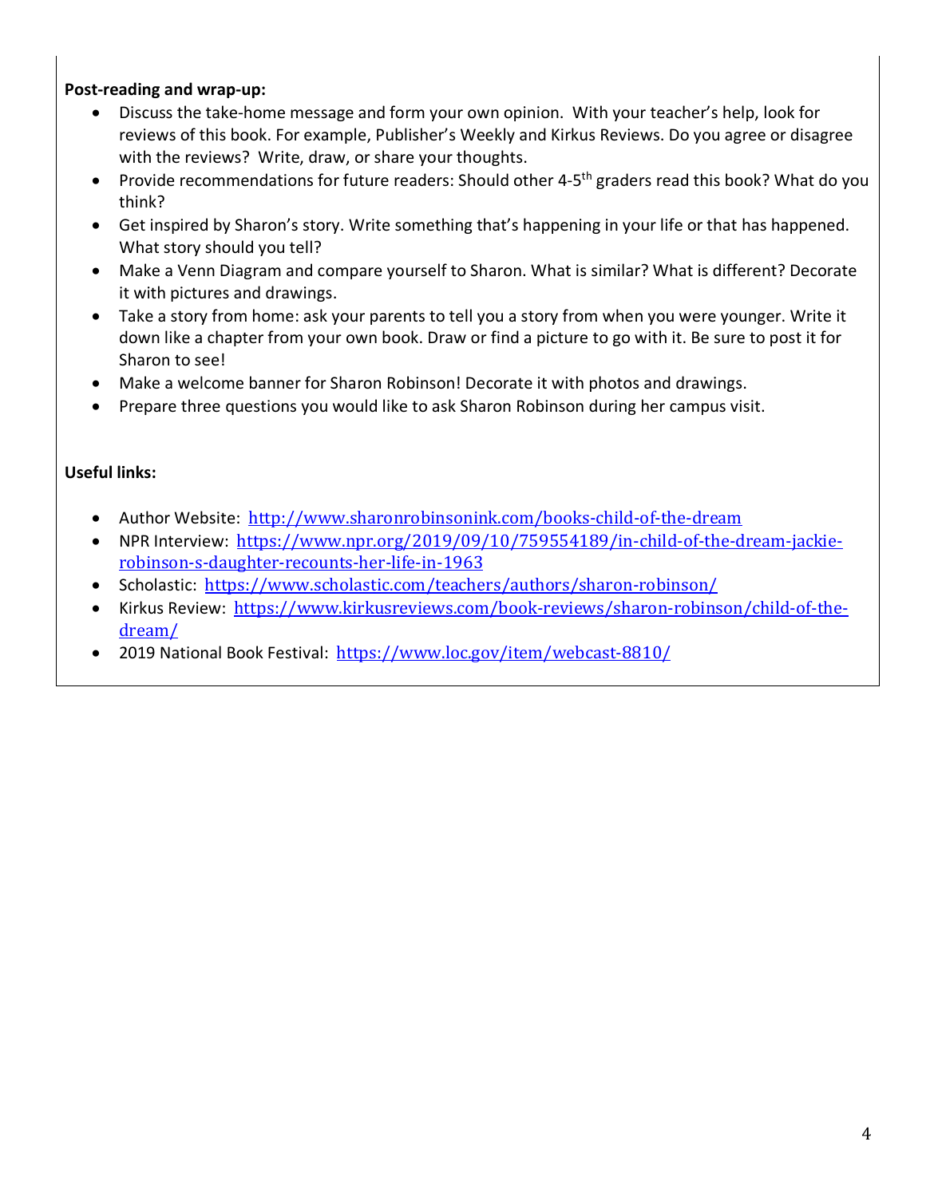**Post-reading and wrap-up:**

- Discuss the take-home message and form your own opinion. With your teacher's help, look for reviews of this book. For example, Publisher's Weekly and Kirkus Reviews. Do you agree or disagree with the reviews? Write, draw, or share your thoughts.
- Provide recommendations for future readers: Should other 4-5th graders read this book? What do you think?
- Get inspired by Sharon's story. Write something that's happening in your life or that has happened. What story should you tell?
- Make a Venn Diagram and compare yourself to Sharon. What is similar? What is different? Decorate it with pictures and drawings.
- Take a story from home: ask your parents to tell you a story from when you were younger. Write it down like a chapter from your own book. Draw or find a picture to go with it. Be sure to post it for Sharon to see!
- Make a welcome banner for Sharon Robinson! Decorate it with photos and drawings.
- Prepare three questions you would like to ask Sharon Robinson during her campus visit.

**Useful links:**

- Author Website: http://www.sharonrobinsonink.com/books-child-of-the-dream
- NPR Interview: https://www.npr.org/2019/09/10/759554189/in-child-of-the-dream-jackie-robinson-s-daughter-recounts-her-life-in-1963
- Scholastic: https://www.scholastic.com/teachers/authors/sharon-robinson/
- Kirkus Review: https://www.kirkusreviews.com/book-reviews/sharon-robinson/child-of-the-dream/
- 2019 National Book Festival: https://www.loc.gov/item/webcast-8810/